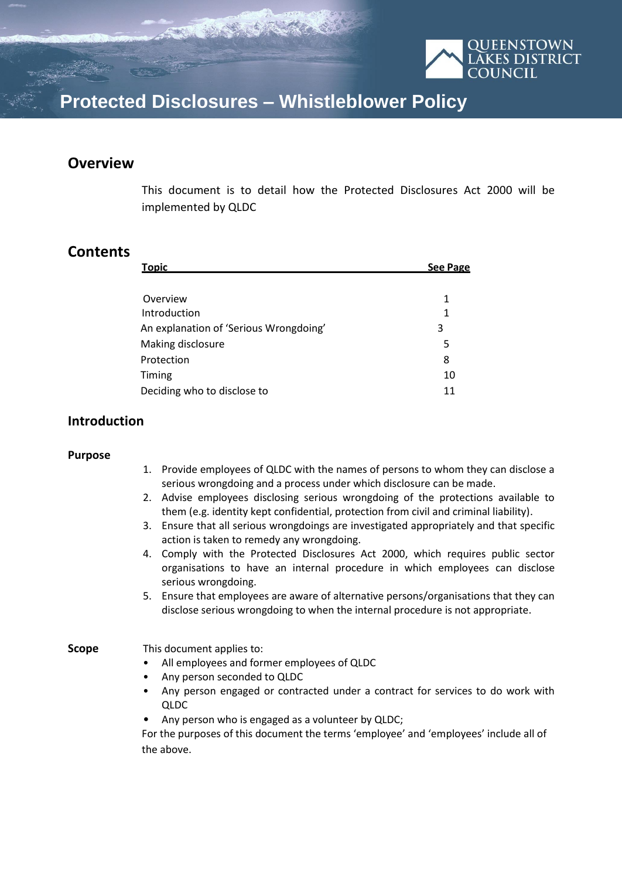QUEENSTOWN LAKES DISTRICT COUNCIL

# Protected Disclosures – Whistleblower Policy

## Overview

This document is to detail how the Protected Disclosures Act 2000 will be implemented by QLDC

## Contents

| Topic | See Page |
|---|---|
| Overview | 1 |
| Introduction | 1 |
| An explanation of 'Serious Wrongdoing' | 3 |
| Making disclosure | 5 |
| Protection | 8 |
| Timing | 10 |
| Deciding who to disclose to | 11 |

## Introduction

### Purpose

1. Provide employees of QLDC with the names of persons to whom they can disclose a serious wrongdoing and a process under which disclosure can be made.
2. Advise employees disclosing serious wrongdoing of the protections available to them (e.g. identity kept confidential, protection from civil and criminal liability).
3. Ensure that all serious wrongdoings are investigated appropriately and that specific action is taken to remedy any wrongdoing.
4. Comply with the Protected Disclosures Act 2000, which requires public sector organisations to have an internal procedure in which employees can disclose serious wrongdoing.
5. Ensure that employees are aware of alternative persons/organisations that they can disclose serious wrongdoing to when the internal procedure is not appropriate.

### Scope

This document applies to:

- All employees and former employees of QLDC
- Any person seconded to QLDC
- Any person engaged or contracted under a contract for services to do work with QLDC
- Any person who is engaged as a volunteer by QLDC;

For the purposes of this document the terms 'employee' and 'employees' include all of the above.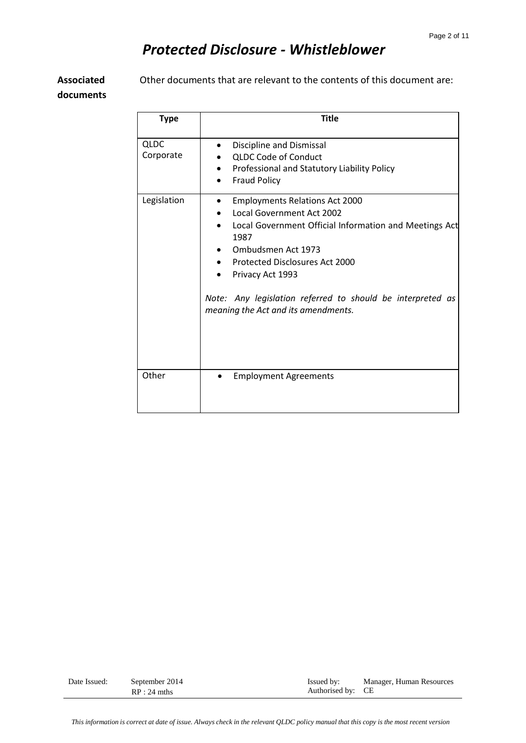# Protected Disclosure - Whistleblower

**Associated documents**

Other documents that are relevant to the contents of this document are:

| Type | Title |
|---|---|
| QLDC Corporate | • Discipline and Dismissal<br>• QLDC Code of Conduct<br>• Professional and Statutory Liability Policy<br>• Fraud Policy |
| Legislation | • Employments Relations Act 2000<br>• Local Government Act 2002<br>• Local Government Official Information and Meetings Act 1987<br>• Ombudsmen Act 1973<br>• Protected Disclosures Act 2000<br>• Privacy Act 1993<br><br>*Note: Any legislation referred to should be interpreted as meaning the Act and its amendments.* |
| Other | • Employment Agreements |

| | | | |
|---|---|---|---|
| Date Issued: | September 2014<br>RP : 24 mths | Issued by:<br>Authorised by: | Manager, Human Resources<br>CE |

*This information is correct at date of issue. Always check in the relevant QLDC policy manual that this copy is the most recent version*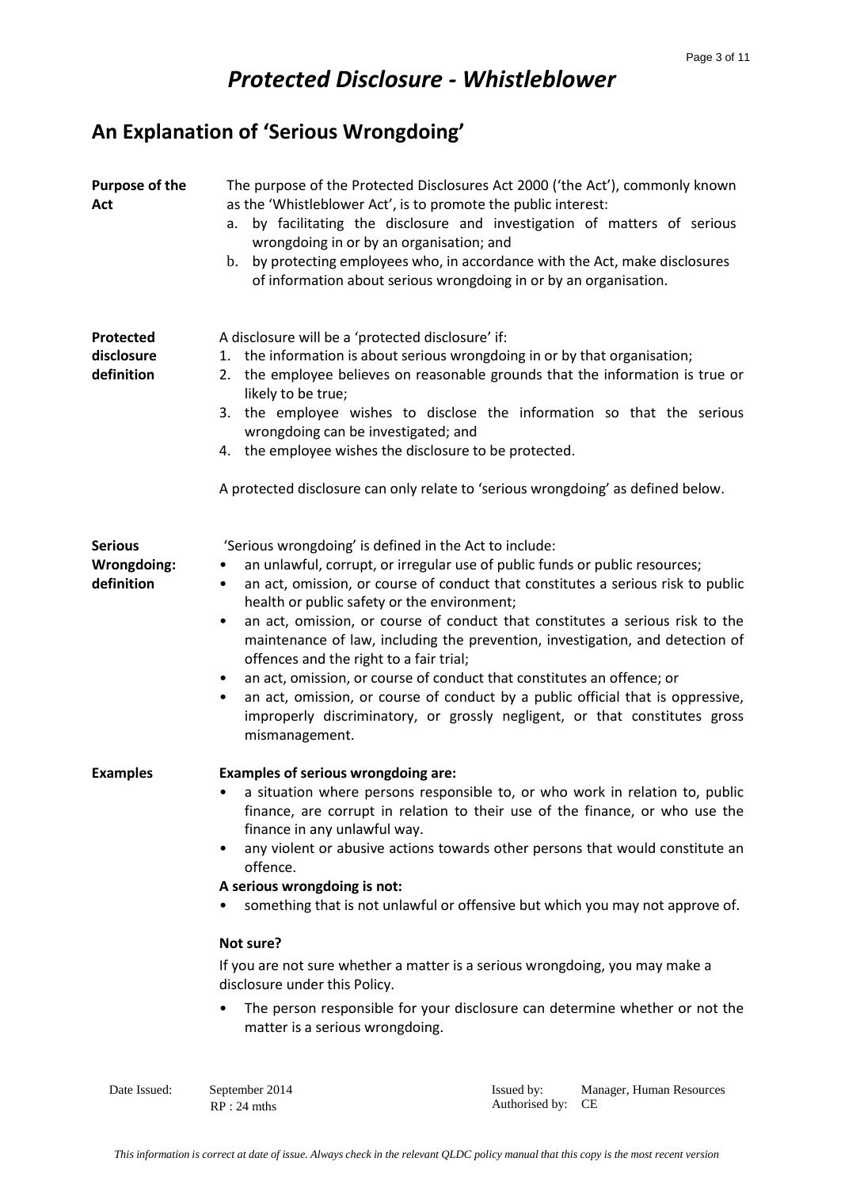# *Protected Disclosure - Whistleblower*

## An Explanation of 'Serious Wrongdoing'

**Purpose of the Act**

The purpose of the Protected Disclosures Act 2000 ('the Act'), commonly known as the 'Whistleblower Act', is to promote the public interest:

a. by facilitating the disclosure and investigation of matters of serious wrongdoing in or by an organisation; and
b. by protecting employees who, in accordance with the Act, make disclosures of information about serious wrongdoing in or by an organisation.

**Protected disclosure definition**

A disclosure will be a 'protected disclosure' if:

1. the information is about serious wrongdoing in or by that organisation;
2. the employee believes on reasonable grounds that the information is true or likely to be true;
3. the employee wishes to disclose the information so that the serious wrongdoing can be investigated; and
4. the employee wishes the disclosure to be protected.

A protected disclosure can only relate to 'serious wrongdoing' as defined below.

**Serious Wrongdoing: definition**

'Serious wrongdoing' is defined in the Act to include:

- an unlawful, corrupt, or irregular use of public funds or public resources;
- an act, omission, or course of conduct that constitutes a serious risk to public health or public safety or the environment;
- an act, omission, or course of conduct that constitutes a serious risk to the maintenance of law, including the prevention, investigation, and detection of offences and the right to a fair trial;
- an act, omission, or course of conduct that constitutes an offence; or
- an act, omission, or course of conduct by a public official that is oppressive, improperly discriminatory, or grossly negligent, or that constitutes gross mismanagement.

**Examples**

**Examples of serious wrongdoing are:**

- a situation where persons responsible to, or who work in relation to, public finance, are corrupt in relation to their use of the finance, or who use the finance in any unlawful way.
- any violent or abusive actions towards other persons that would constitute an offence.

**A serious wrongdoing is not:**

- something that is not unlawful or offensive but which you may not approve of.

**Not sure?**

If you are not sure whether a matter is a serious wrongdoing, you may make a disclosure under this Policy.

- The person responsible for your disclosure can determine whether or not the matter is a serious wrongdoing.

| Date Issued: | September 2014 RP : 24 mths | Issued by: | Manager, Human Resources |
|---|---|---|---|
| | | Authorised by: | CE |

*This information is correct at date of issue. Always check in the relevant QLDC policy manual that this copy is the most recent version*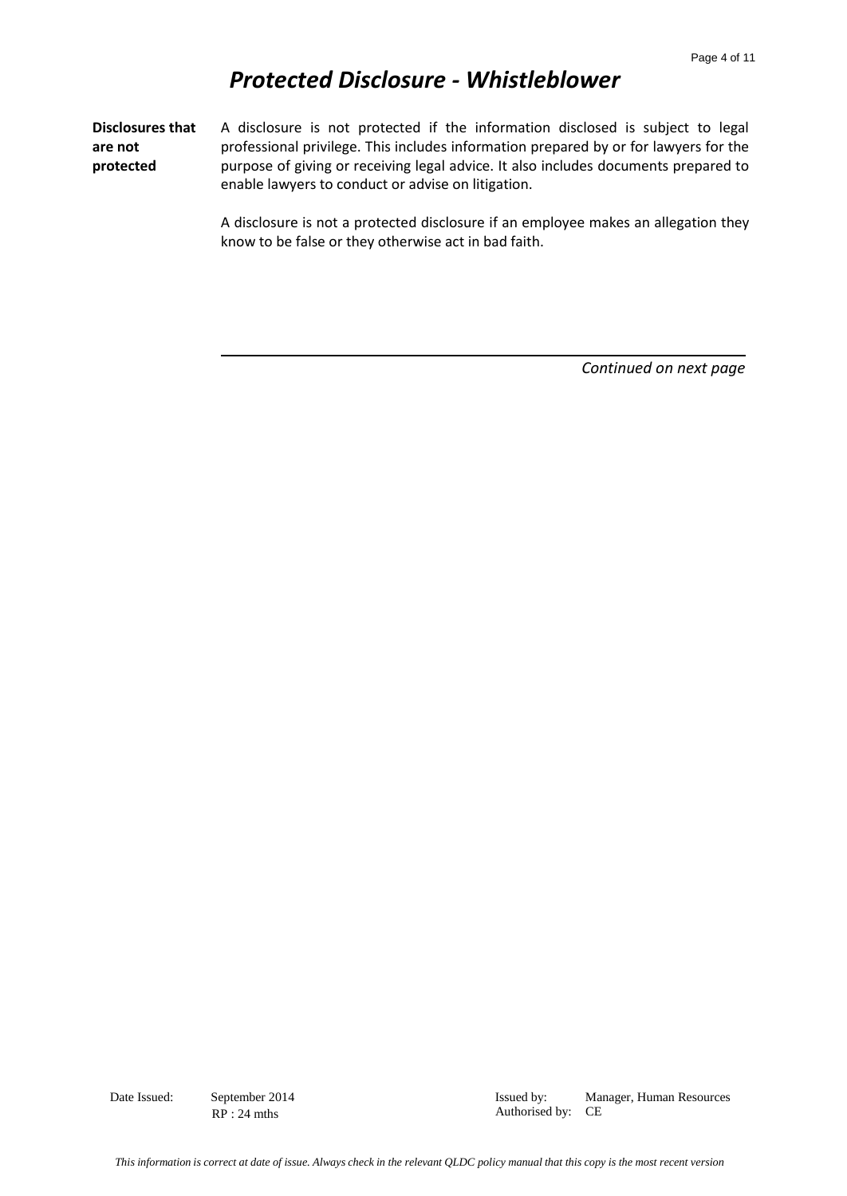**Disclosures that are not protected**

A disclosure is not protected if the information disclosed is subject to legal professional privilege. This includes information prepared by or for lawyers for the purpose of giving or receiving legal advice. It also includes documents prepared to enable lawyers to conduct or advise on litigation.

A disclosure is not a protected disclosure if an employee makes an allegation they know to be false or they otherwise act in bad faith.

*Continued on next page*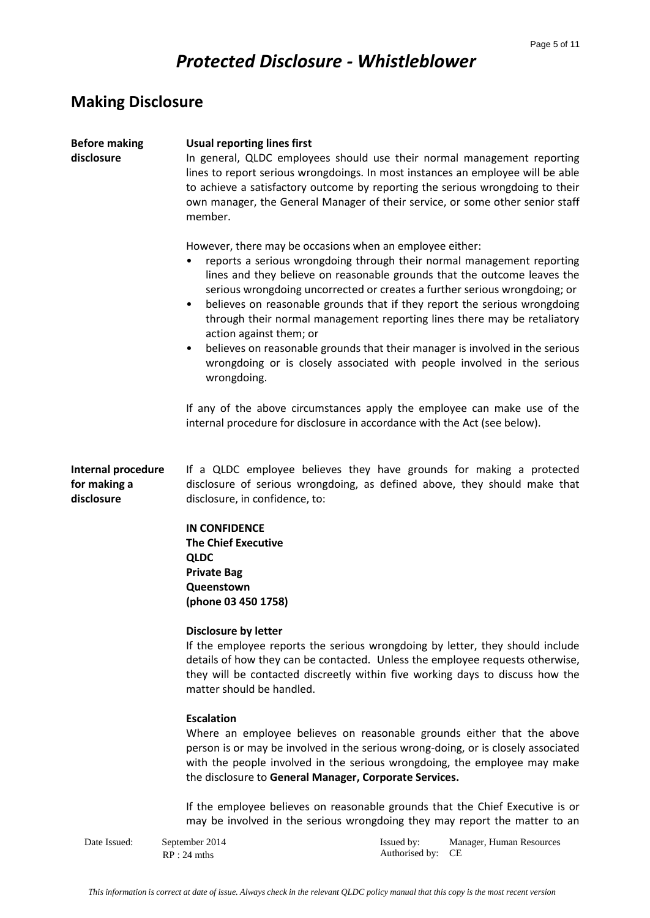# *Protected Disclosure - Whistleblower*

## Making Disclosure

### Before making disclosure

**Usual reporting lines first**

In general, QLDC employees should use their normal management reporting lines to report serious wrongdoings. In most instances an employee will be able to achieve a satisfactory outcome by reporting the serious wrongdoing to their own manager, the General Manager of their service, or some other senior staff member.

However, there may be occasions when an employee either:

- reports a serious wrongdoing through their normal management reporting lines and they believe on reasonable grounds that the outcome leaves the serious wrongdoing uncorrected or creates a further serious wrongdoing; or
- believes on reasonable grounds that if they report the serious wrongdoing through their normal management reporting lines there may be retaliatory action against them; or
- believes on reasonable grounds that their manager is involved in the serious wrongdoing or is closely associated with people involved in the serious wrongdoing.

If any of the above circumstances apply the employee can make use of the internal procedure for disclosure in accordance with the Act (see below).

### Internal procedure for making a disclosure

If a QLDC employee believes they have grounds for making a protected disclosure of serious wrongdoing, as defined above, they should make that disclosure, in confidence, to:

**IN CONFIDENCE**
**The Chief Executive**
**QLDC**
**Private Bag**
**Queenstown**
**(phone 03 450 1758)**

**Disclosure by letter**

If the employee reports the serious wrongdoing by letter, they should include details of how they can be contacted. Unless the employee requests otherwise, they will be contacted discreetly within five working days to discuss how the matter should be handled.

**Escalation**

Where an employee believes on reasonable grounds either that the above person is or may be involved in the serious wrong-doing, or is closely associated with the people involved in the serious wrongdoing, the employee may make the disclosure to **General Manager, Corporate Services.**

If the employee believes on reasonable grounds that the Chief Executive is or may be involved in the serious wrongdoing they may report the matter to an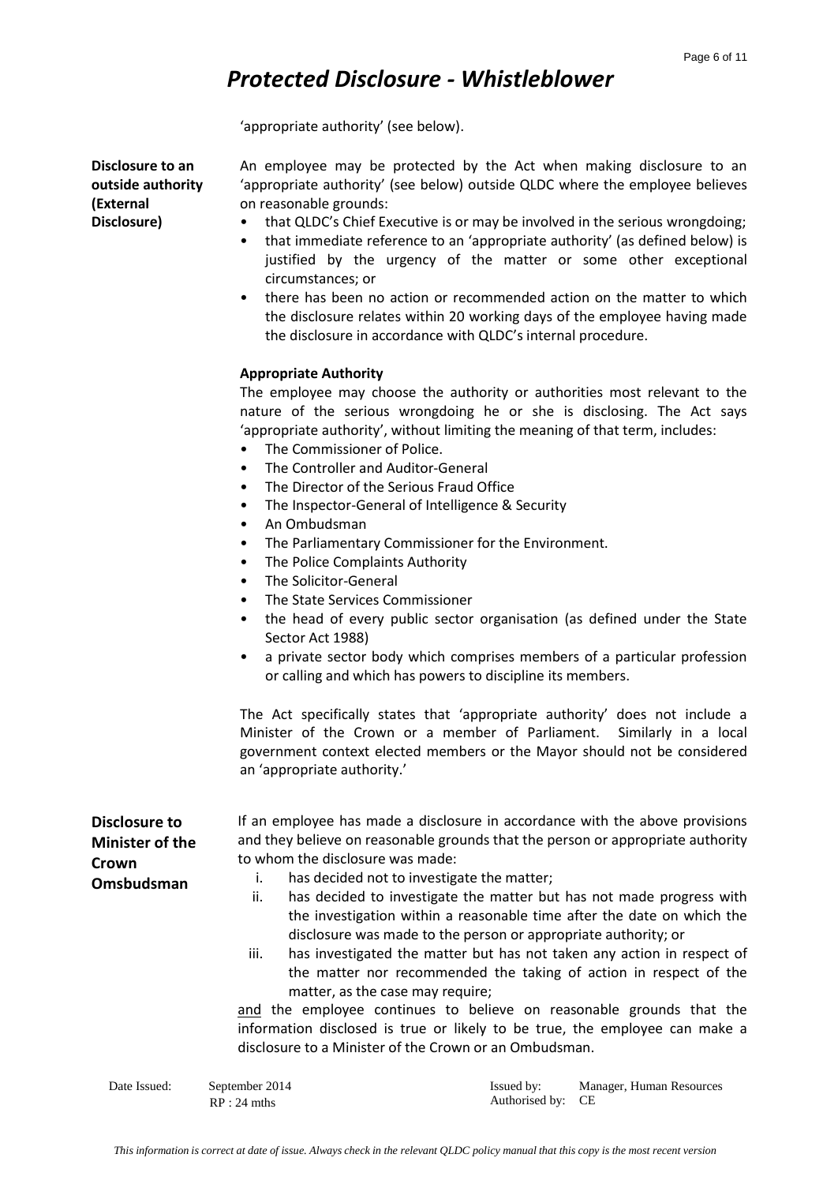'appropriate authority' (see below).

**Disclosure to an outside authority (External Disclosure)**

An employee may be protected by the Act when making disclosure to an 'appropriate authority' (see below) outside QLDC where the employee believes on reasonable grounds:

- that QLDC's Chief Executive is or may be involved in the serious wrongdoing;
- that immediate reference to an 'appropriate authority' (as defined below) is justified by the urgency of the matter or some other exceptional circumstances; or
- there has been no action or recommended action on the matter to which the disclosure relates within 20 working days of the employee having made the disclosure in accordance with QLDC's internal procedure.

**Appropriate Authority**

The employee may choose the authority or authorities most relevant to the nature of the serious wrongdoing he or she is disclosing. The Act says 'appropriate authority', without limiting the meaning of that term, includes:

- The Commissioner of Police.
- The Controller and Auditor-General
- The Director of the Serious Fraud Office
- The Inspector-General of Intelligence & Security
- An Ombudsman
- The Parliamentary Commissioner for the Environment.
- The Police Complaints Authority
- The Solicitor-General
- The State Services Commissioner
- the head of every public sector organisation (as defined under the State Sector Act 1988)
- a private sector body which comprises members of a particular profession or calling and which has powers to discipline its members.

The Act specifically states that 'appropriate authority' does not include a Minister of the Crown or a member of Parliament. Similarly in a local government context elected members or the Mayor should not be considered an 'appropriate authority.'

**Disclosure to Minister of the Crown Omsbudsman**

If an employee has made a disclosure in accordance with the above provisions and they believe on reasonable grounds that the person or appropriate authority to whom the disclosure was made:

i. has decided not to investigate the matter;
ii. has decided to investigate the matter but has not made progress with the investigation within a reasonable time after the date on which the disclosure was made to the person or appropriate authority; or
iii. has investigated the matter but has not taken any action in respect of the matter nor recommended the taking of action in respect of the matter, as the case may require;

<u>and</u> the employee continues to believe on reasonable grounds that the information disclosed is true or likely to be true, the employee can make a disclosure to a Minister of the Crown or an Ombudsman.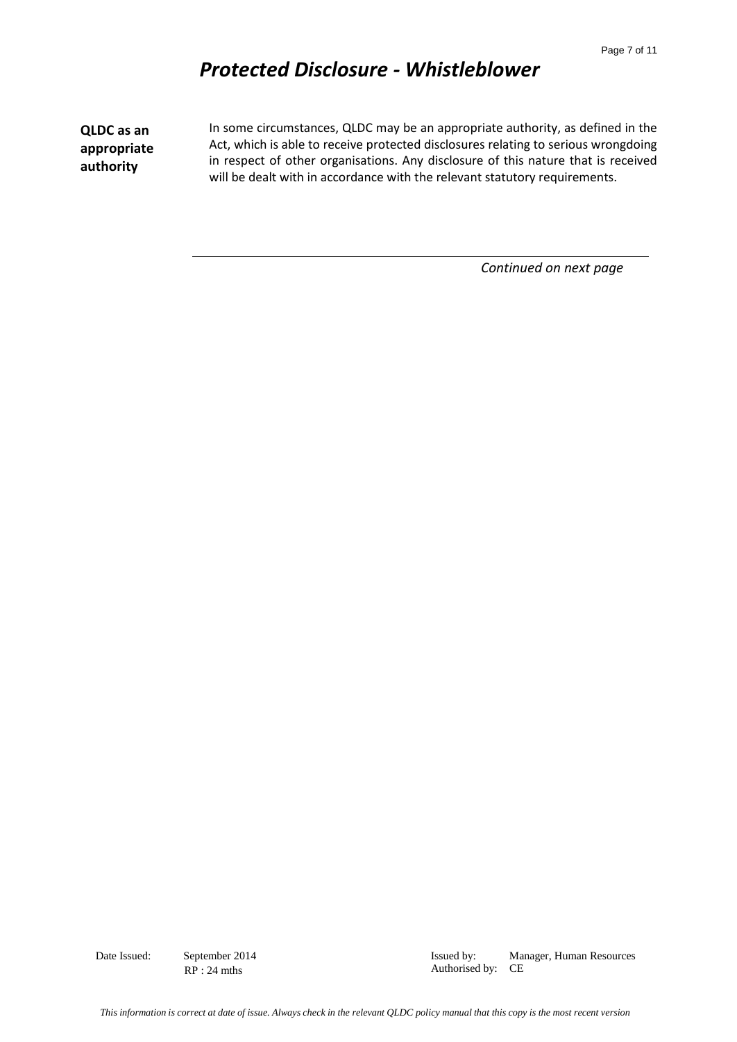**QLDC as an appropriate authority**

In some circumstances, QLDC may be an appropriate authority, as defined in the Act, which is able to receive protected disclosures relating to serious wrongdoing in respect of other organisations. Any disclosure of this nature that is received will be dealt with in accordance with the relevant statutory requirements.

*Continued on next page*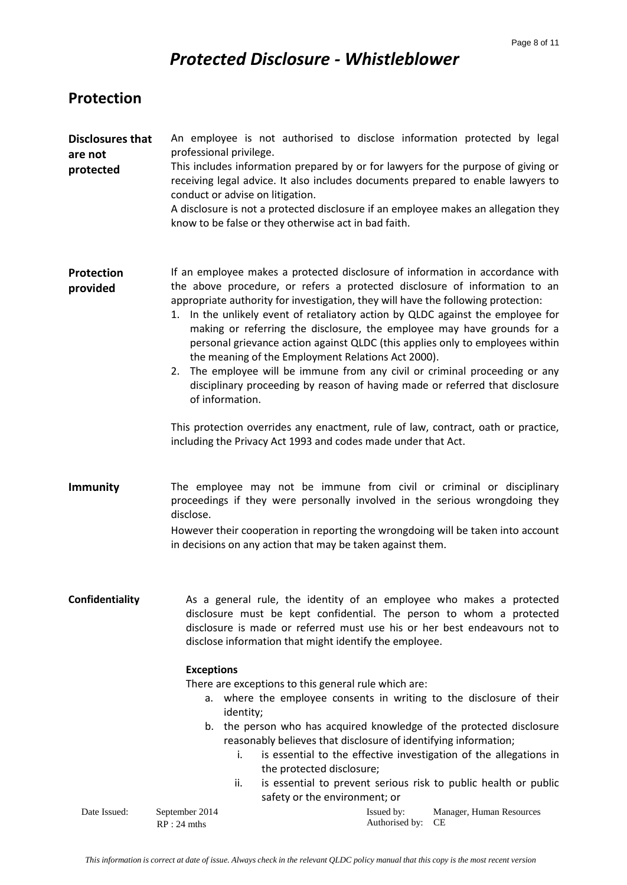## Protection

**Disclosures that are not protected**

An employee is not authorised to disclose information protected by legal professional privilege.
This includes information prepared by or for lawyers for the purpose of giving or receiving legal advice. It also includes documents prepared to enable lawyers to conduct or advise on litigation.
A disclosure is not a protected disclosure if an employee makes an allegation they know to be false or they otherwise act in bad faith.

**Protection provided**

If an employee makes a protected disclosure of information in accordance with the above procedure, or refers a protected disclosure of information to an appropriate authority for investigation, they will have the following protection:

1. In the unlikely event of retaliatory action by QLDC against the employee for making or referring the disclosure, the employee may have grounds for a personal grievance action against QLDC (this applies only to employees within the meaning of the Employment Relations Act 2000).
2. The employee will be immune from any civil or criminal proceeding or any disciplinary proceeding by reason of having made or referred that disclosure of information.

This protection overrides any enactment, rule of law, contract, oath or practice, including the Privacy Act 1993 and codes made under that Act.

**Immunity**

The employee may not be immune from civil or criminal or disciplinary proceedings if they were personally involved in the serious wrongdoing they disclose.
However their cooperation in reporting the wrongdoing will be taken into account in decisions on any action that may be taken against them.

**Confidentiality**

As a general rule, the identity of an employee who makes a protected disclosure must be kept confidential. The person to whom a protected disclosure is made or referred must use his or her best endeavours not to disclose information that might identify the employee.

**Exceptions**

There are exceptions to this general rule which are:

a. where the employee consents in writing to the disclosure of their identity;
b. the person who has acquired knowledge of the protected disclosure reasonably believes that disclosure of identifying information;
    i. is essential to the effective investigation of the allegations in the protected disclosure;
    ii. is essential to prevent serious risk to public health or public safety or the environment; or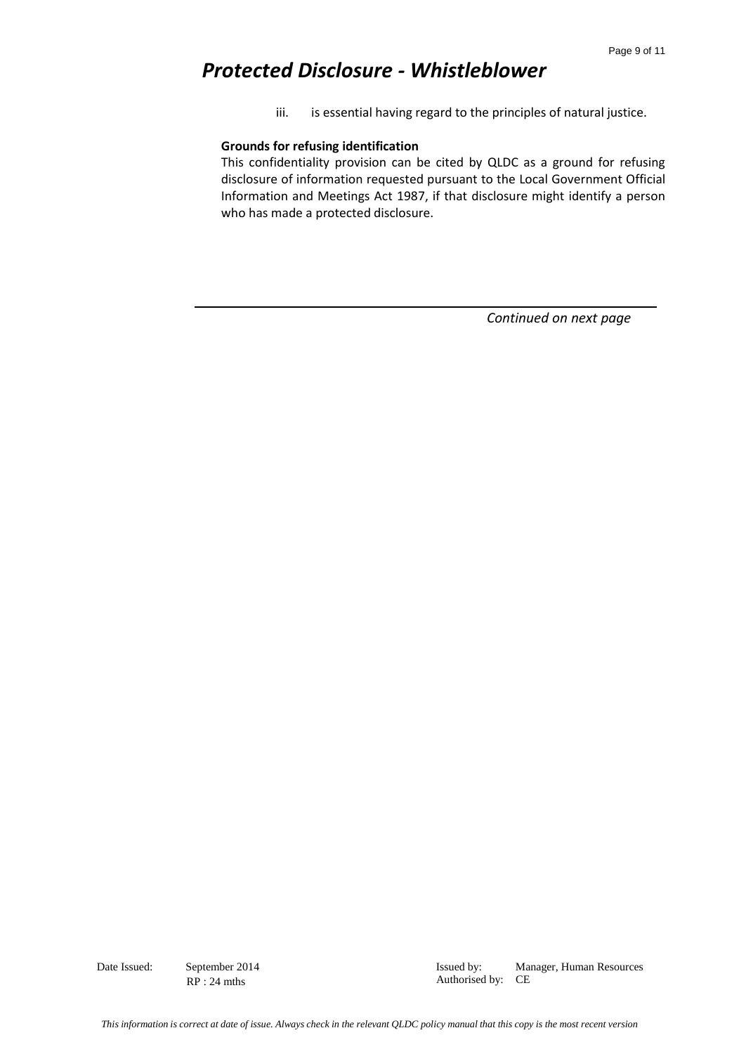iii. is essential having regard to the principles of natural justice.

**Grounds for refusing identification**

This confidentiality provision can be cited by QLDC as a ground for refusing disclosure of information requested pursuant to the Local Government Official Information and Meetings Act 1987, if that disclosure might identify a person who has made a protected disclosure.

*Continued on next page*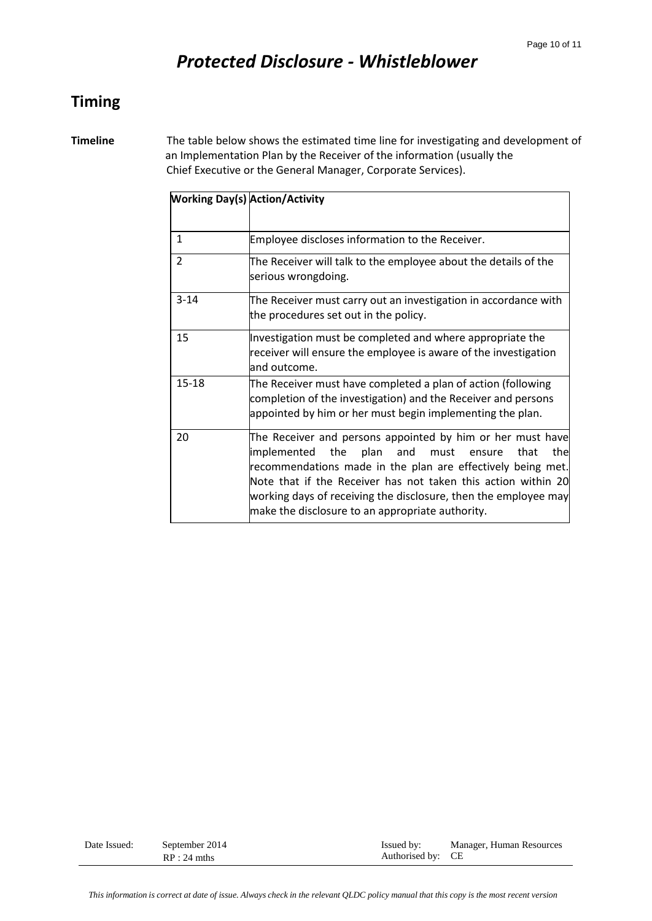# *Protected Disclosure - Whistleblower*

## Timing

**Timeline** The table below shows the estimated time line for investigating and development of an Implementation Plan by the Receiver of the information (usually the Chief Executive or the General Manager, Corporate Services).

| Working Day(s) | Action/Activity |
|---|---|
| 1 | Employee discloses information to the Receiver. |
| 2 | The Receiver will talk to the employee about the details of the serious wrongdoing. |
| 3-14 | The Receiver must carry out an investigation in accordance with the procedures set out in the policy. |
| 15 | Investigation must be completed and where appropriate the receiver will ensure the employee is aware of the investigation and outcome. |
| 15-18 | The Receiver must have completed a plan of action (following completion of the investigation) and the Receiver and persons appointed by him or her must begin implementing the plan. |
| 20 | The Receiver and persons appointed by him or her must have implemented the plan and must ensure that the recommendations made in the plan are effectively being met. Note that if the Receiver has not taken this action within 20 working days of receiving the disclosure, then the employee may make the disclosure to an appropriate authority. |

| Date Issued: | September 2014<br>RP : 24 mths | Issued by:<br>Authorised by: | Manager, Human Resources<br>CE |
|---|---|---|---|

*This information is correct at date of issue. Always check in the relevant QLDC policy manual that this copy is the most recent version*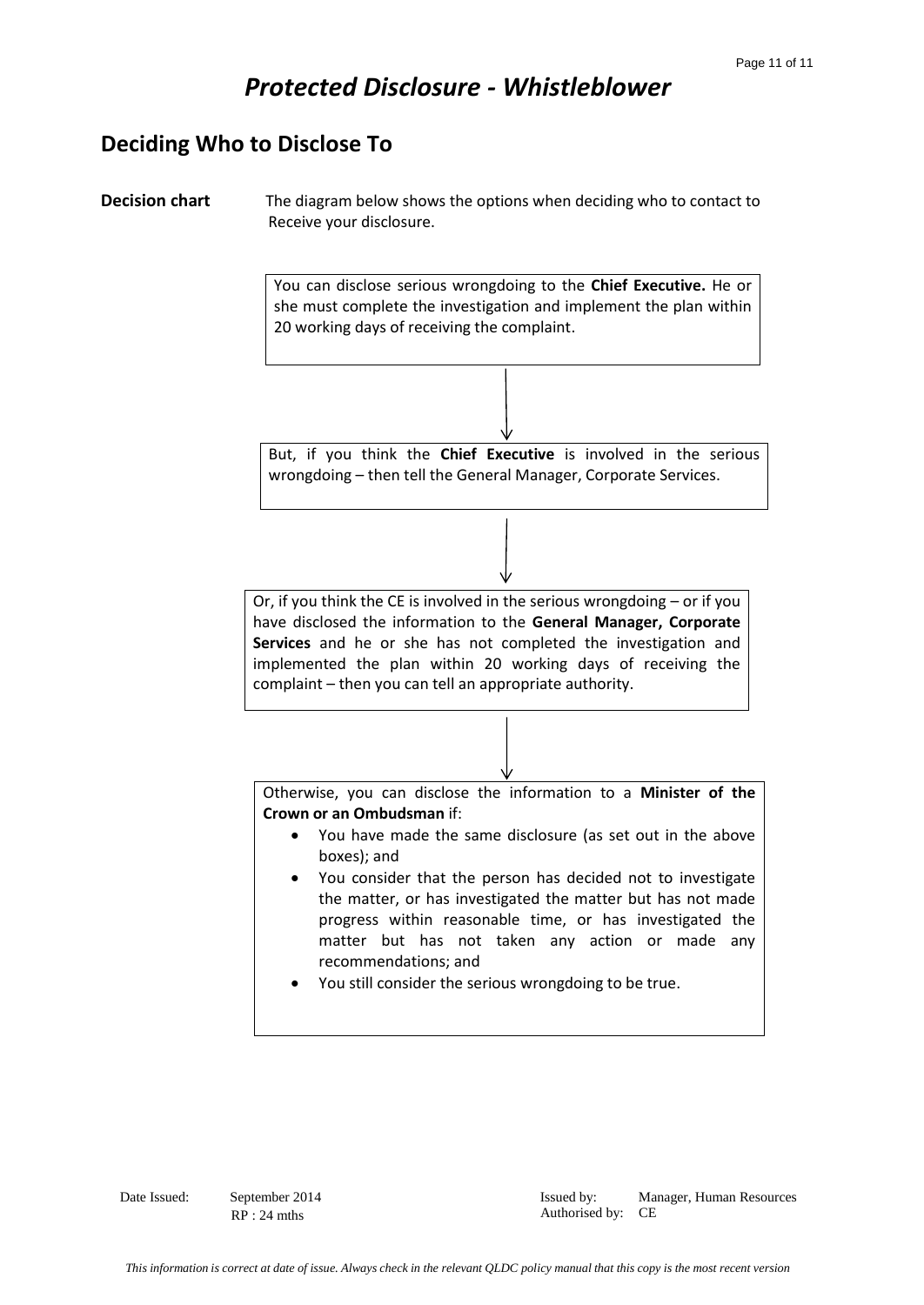# Protected Disclosure - Whistleblower

## Deciding Who to Disclose To

**Decision chart** The diagram below shows the options when deciding who to contact to Receive your disclosure.

You can disclose serious wrongdoing to the **Chief Executive.** He or she must complete the investigation and implement the plan within 20 working days of receiving the complaint.

↓

But, if you think the **Chief Executive** is involved in the serious wrongdoing – then tell the General Manager, Corporate Services.

↓

Or, if you think the CE is involved in the serious wrongdoing – or if you have disclosed the information to the **General Manager, Corporate Services** and he or she has not completed the investigation and implemented the plan within 20 working days of receiving the complaint – then you can tell an appropriate authority.

↓

Otherwise, you can disclose the information to a **Minister of the Crown or an Ombudsman** if:

- You have made the same disclosure (as set out in the above boxes); and
- You consider that the person has decided not to investigate the matter, or has investigated the matter but has not made progress within reasonable time, or has investigated the matter but has not taken any action or made any recommendations; and
- You still consider the serious wrongdoing to be true.

Date Issued: September 2014
RP : 24 mths

Issued by: Manager, Human Resources
Authorised by: CE

*This information is correct at date of issue. Always check in the relevant QLDC policy manual that this copy is the most recent version*